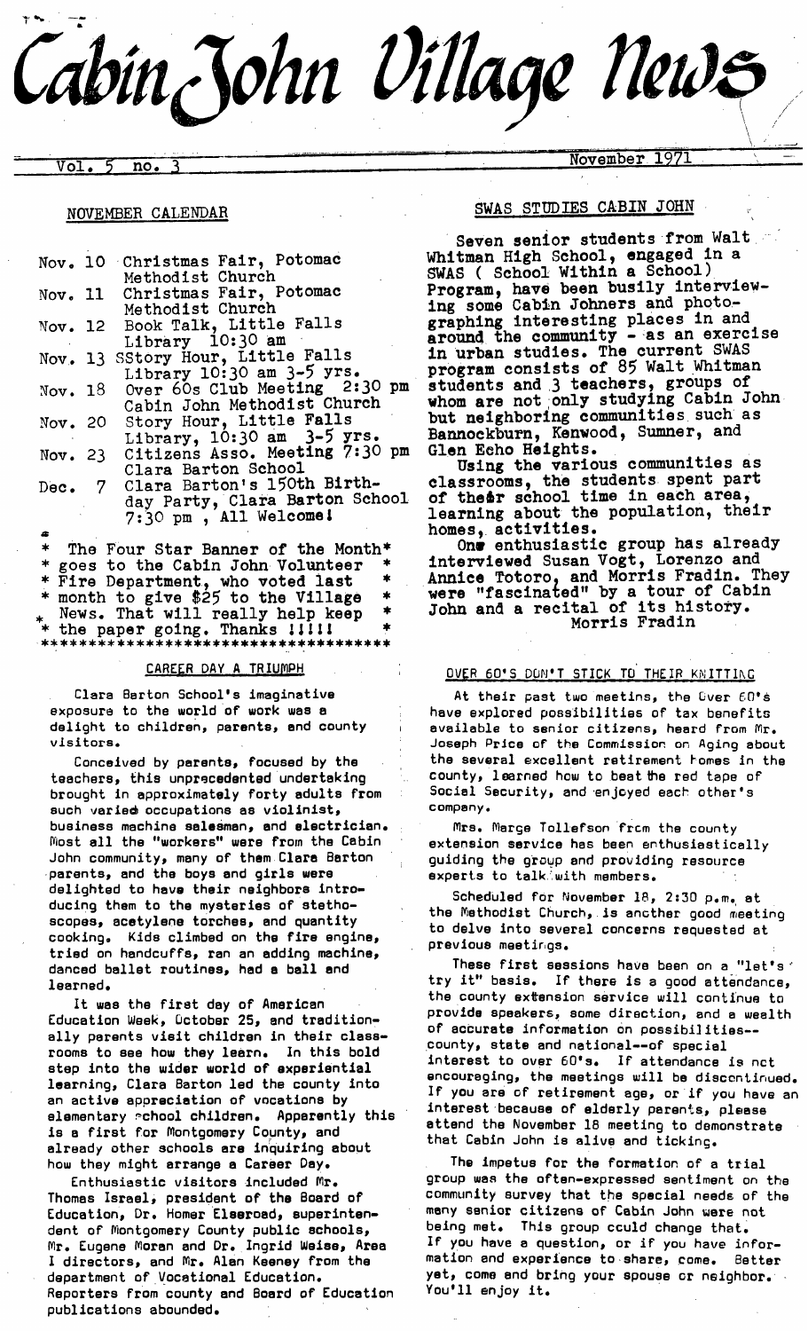# Cabin John Village News

Vol. 5 no. 3 — November 1971

## NOVEMBER CALENDAR

- Nov. 10 Christmas Fair, Potomac Methodist Church
- Nov. 11 Christmas Fair, Potomac Methodist Church
- Nov. 12 Book Talk, Little Falls Library 10:30 am
- Nov. 13 SStory Hour, Little Falls Library 10:30 am 3-5 yrs.
- Nov. 18 Over 60s Club Meeting 2:30 pm Cabin John Methodist Church
- Nov. 20 Story Hour, Little Falls Library, 10:30 am 3-5 yrs.
- Nov. 23 Citizens Asso. Meeting 7:30 pm Clara Barton School
- Dec. 7 Clara Barton's 150th Birthday Party, Clara Barton School 7:30 pm , All Welcome!

\* The Four Star Banner of the Month \* goes to the Cabin John Volunteer Fire Department, who voted last month to give $25 to the Village News. That will really help keep the paper going. Thanks !!!!! \*

## CAREER DAY A TRIUMPH

Clara Barton School's imaginative exposure to the world of work was a delight to children, parents, and county visitors.

Conceived by parents, focused by the teachers, this unprecedented undertaking brought in approximately forty adults from such varied occupations as violinist, business machine salesman, and electrician. Most all the "workers" were from the Cabin John community, many of them Clara Barton parents, and the boys and girls were delighted to have their neighbors introducing them to the mysteries of stethoscopes, acetylene torches, and quantity cooking. Kids climbed on the fire engine, tried on handcuffs, ran an adding machine, danced ballet routines, had a ball and learned.

It was the first day of American Education Week, October 25, and traditionally parents visit children in their classrooms to see how they learn. In this bold step into the wider world of experiential learning, Clara Barton led the county into an active appreciation of vocations by elementary school children. Apparently this is a first for Montgomery County, and already other schools are inquiring about how they might arrange a Career Day.

Enthusiastic visitors included Mr. Thomas Israel, president of the Board of Education, Dr. Homer Elseroad, superintendent of Montgomery County public schools, Mr. Eugene Moran and Dr. Ingrid Weiss, Area I directors, and Mr. Alan Keeney from the department of Vocational Education. Reporters from county and Board of Education publications abounded.

## SWAS STUDIES CABIN JOHN

Seven senior students from Walt Whitman High School, engaged in a SWAS ( School Within a School) Program, have been busily interviewing some Cabin Johners and photographing interesting places in and around the community - as an exercise in urban studies. The current SWAS program consists of 85 Walt Whitman students and 3 teachers, groups of whom are not only studying Cabin John but neighboring communities such as Bannockburn, Kenwood, Sumner, and Glen Echo Heights.

Using the various communities as classrooms, the students spent part of their school time in each area, learning about the population, their homes, activities.

One enthusiastic group has already interviewed Susan Vogt, Lorenzo and Annice Totoro, and Morris Fradin. They were "fascinated" by a tour of Cabin John and a recital of its history.

Morris Fradin

## OVER 60'S DON'T STICK TO THEIR KNITTING

At their past two meetins, the Over 60's have explored possibilities of tax benefits available to senior citizens, heard from Mr. Joseph Price of the Commission on Aging about the several excellent retirement homes in the county, learned how to beat the red tape of Social Security, and enjoyed each other's company.

Mrs. Marge Tollefson from the county extension service has been enthusiastically guiding the group and providing resource experts to talk with members.

Scheduled for November 18, 2:30 p.m. at the Methodist Church, is another good meeting to delve into several concerns requested at previous meetings.

These first sessions have been on a "let's try it" basis. If there is a good attendance, the county extension service will continue to provide speakers, some direction, and a wealth of accurate information on possibilities--county, state and national--of special interest to over 60's. If attendance is not encouraging, the meetings will be discontinued. If you are of retirement age, or if you have an interest because of elderly parents, please attend the November 18 meeting to demonstrate that Cabin John is alive and ticking.

The impetus for the formation of a trial group was the often-expressed sentiment on the community survey that the special needs of the many senior citizens of Cabin John were not being met. This group could change that. If you have a question, or if you have information and experience to share, come. Better yet, come and bring your spouse or neighbor. You'll enjoy it.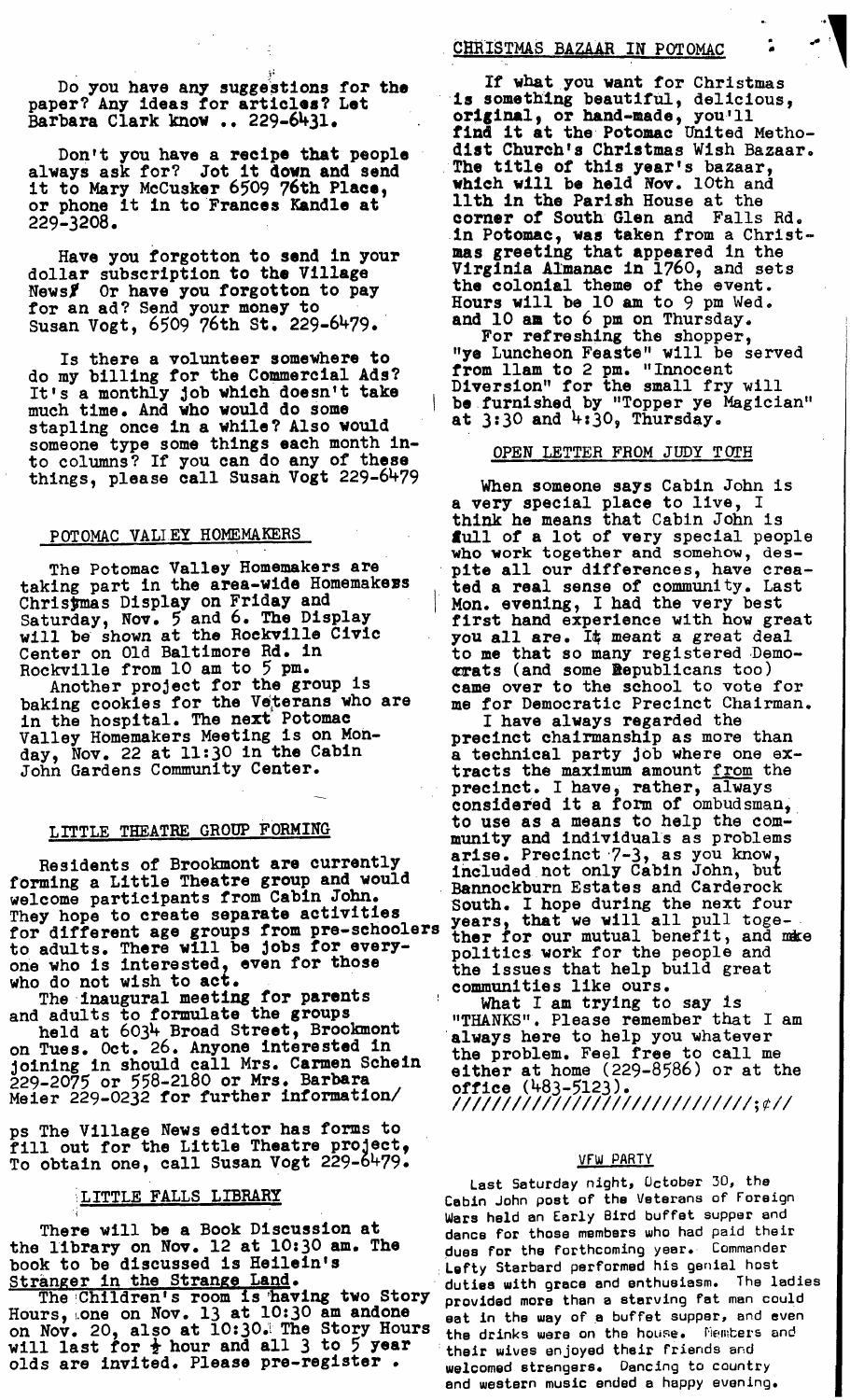Do you have any suggestions for the paper? Any ideas for articles? Let Barbara Clark know .. 229-6431.

Don't you have a recipe that people always ask for? Jot it down and send it to Mary McCusker 6509 76th Place, or phone it in to Frances Kandle at 229-3208.

Have you forgotton to send in your dollar subscription to the Village News? Or have you forgotton to pay for an ad? Send your money to Susan Vogt, 6509 76th St. 229-6479.

Is there a volunteer somewhere to do my billing for the Commercial Ads? It's a monthly job which doesn't take much time. And who would do some stapling once in a while? Also would someone type some things each month into columns? If you can do any of these things, please call Susan Vogt 229-6479

## POTOMAC VALLEY HOMEMAKERS

The Potomac Valley Homemakers are taking part in the area-wide Homemakers Christmas Display on Friday and Saturday, Nov. 5 and 6. The Display will be shown at the Rockville Civic Center on Old Baltimore Rd. in Rockville from 10 am to 5 pm.

Another project for the group is baking cookies for the Veterans who are in the hospital. The next Potomac Valley Homemakers Meeting is on Monday, Nov. 22 at 11:30 in the Cabin John Gardens Community Center.

## LITTLE THEATRE GROUP FORMING

Residents of Brookmont are currently forming a Little Theatre group and would welcome participants from Cabin John. They hope to create separate activities for different age groups from pre-schoolers to adults. There will be jobs for everyone who is interested, even for those who do not wish to act.

The inaugural meeting for parents and adults to formulate the groups held at 6034 Broad Street, Brookmont on Tues. Oct. 26. Anyone interested in joining in should call Mrs. Carmen Schein 229-2075 or 558-2180 or Mrs. Barbara Meier 229-0232 for further information/

ps The Village News editor has forms to fill out for the Little Theatre project, To obtain one, call Susan Vogt 229-6479.

## LITTLE FALLS LIBRARY

There will be a Book Discussion at the library on Nov. 12 at 10:30 am. The book to be discussed is Heilein's <u>Stranger in the Strange Land</u>.

The Children's room is having two Story Hours, one on Nov. 13 at 10:30 am andone on Nov. 20, also at 10:30. The Story Hours will last for ½ hour and all 3 to 5 year olds are invited. Please pre-register .

## CHRISTMAS BAZAAR IN POTOMAC

If what you want for Christmas is something beautiful, delicious, original, or hand-made, you'll find it at the Potomac United Methodist Church's Christmas Wish Bazaar. The title of this year's bazaar, which will be held Nov. 10th and 11th in the Parish House at the corner of South Glen and Falls Rd. in Potomac, was taken from a Christmas greeting that appeared in the Virginia Almanac in 1760, and sets the colonial theme of the event. Hours will be 10 am to 9 pm Wed. and 10 am to 6 pm on Thursday.

For refreshing the shopper, "ye Luncheon Feaste" will be served from 11am to 2 pm. "Innocent Diversion" for the small fry will be furnished by "Topper ye Magician" at 3:30 and 4:30, Thursday.

## OPEN LETTER FROM JUDY TOTH

When someone says Cabin John is a very special place to live, I think he means that Cabin John is full of a lot of very special people who work together and somehow, despite all our differences, have created a real sense of community. Last Mon. evening, I had the very best first hand experience with how great you all are. It meant a great deal to me that so many registered Democrats (and some Republicans too) came over to the school to vote for me for Democratic Precinct Chairman.

I have always regarded the precinct chairmanship as more than a technical party job where one extracts the maximum amount <u>from</u> the precinct. I have, rather, always considered it a form of ombudsman, to use as a means to help the community and individuals as problems arise. Precinct 7-3, as you know, included not only Cabin John, but Bannockburn Estates and Carderock South. I hope during the next four years, that we will all pull together for our mutual benefit, and make politics work for the people and the issues that help build great communities like ours.

What I am trying to say is "THANKS". Please remember that I am always here to help you whatever the problem. Feel free to call me either at home (229-8586) or at the office (483-5123).

## VFW PARTY

Last Saturday night, October 30, the Cabin John post of the Veterans of Foreign Wars held an Early Bird buffet supper and dance for those members who had paid their dues for the forthcoming year. Commander Lefty Starbard performed his genial host duties with grace and enthusiasm. The ladies provided more than a starving fat man could eat in the way of a buffet supper, and even the drinks were on the house. Members and their wives enjoyed their friends and welcomed strangers. Dancing to country and western music ended a happy evening.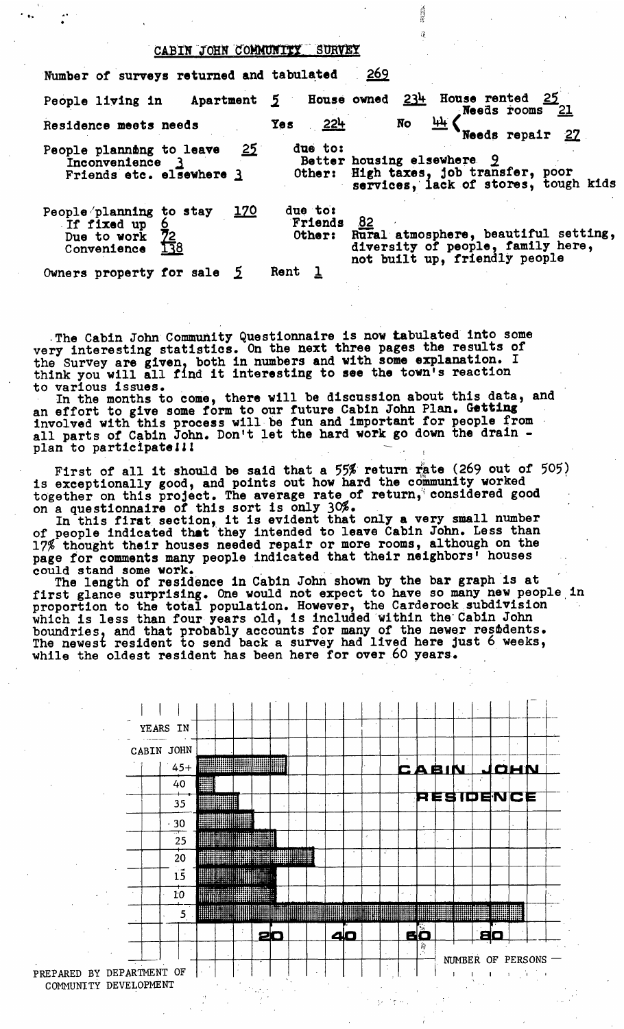## CABIN JOHN COMMUNITY SURVEY

Number of surveys returned and tabulated 269

People living in Apartment 5 House owned 234 House rented 25

Residence meets needs Yes 224 No 44 ( Needs rooms 21, Needs repair 27 )

People planning to leave 25
- Inconvenience 3
- Friends etc. elsewhere 3

due to:
- Better housing elsewhere 9
- Other: High taxes, job transfer, poor services, lack of stores, tough kids

People planning to stay 170
- If fixed up 6
- Due to work 72
- Convenience 138

due to:
- Friends 82
- Other: Rural atmosphere, beautiful setting, diversity of people, family here, not built up, friendly people

Owners property for sale 5 Rent 1

The Cabin John Community Questionnaire is now tabulated into some very interesting statistics. On the next three pages the results of the Survey are given, both in numbers and with some explanation. I think you will all find it interesting to see the town's reaction to various issues.

In the months to come, there will be discussion about this data, and an effort to give some form to our future Cabin John Plan. Getting involved with this process will be fun and important for people from all parts of Cabin John. Don't let the hard work go down the drain - plan to participate!!!

First of all it should be said that a 55% return rate (269 out of 505) is exceptionally good, and points out how hard the community worked together on this project. The average rate of return, considered good on a questionnaire of this sort is only 30%.

In this first section, it is evident that only a very small number of people indicated that they intended to leave Cabin John. Less than 17% thought their houses needed repair or more rooms, although on the page for comments many people indicated that their neighbors' houses could stand some work.

The length of residence in Cabin John shown by the bar graph is at first glance surprising. One would not expect to have so many new people in proportion to the total population. However, the Carderock subdivision which is less than four years old, is included within the Cabin John boundries, and that probably accounts for many of the newer residents. The newest resident to send back a survey had lived here just 6 weeks, while the oldest resident has been here for over 60 years.

**CABIN JOHN RESIDENCE**

| YEARS IN CABIN JOHN | NUMBER OF PERSONS (approx.) |
|---|---|
| 45+ | 24 |
| 40 | 4 |
| 35 | 6 |
| 30 | 15 |
| 25 | 21 |
| 20 | 31 |
| 15 | 21 |
| 10 | 21 |
| 5 | 87 |

PREPARED BY DEPARTMENT OF COMMUNITY DEVELOPMENT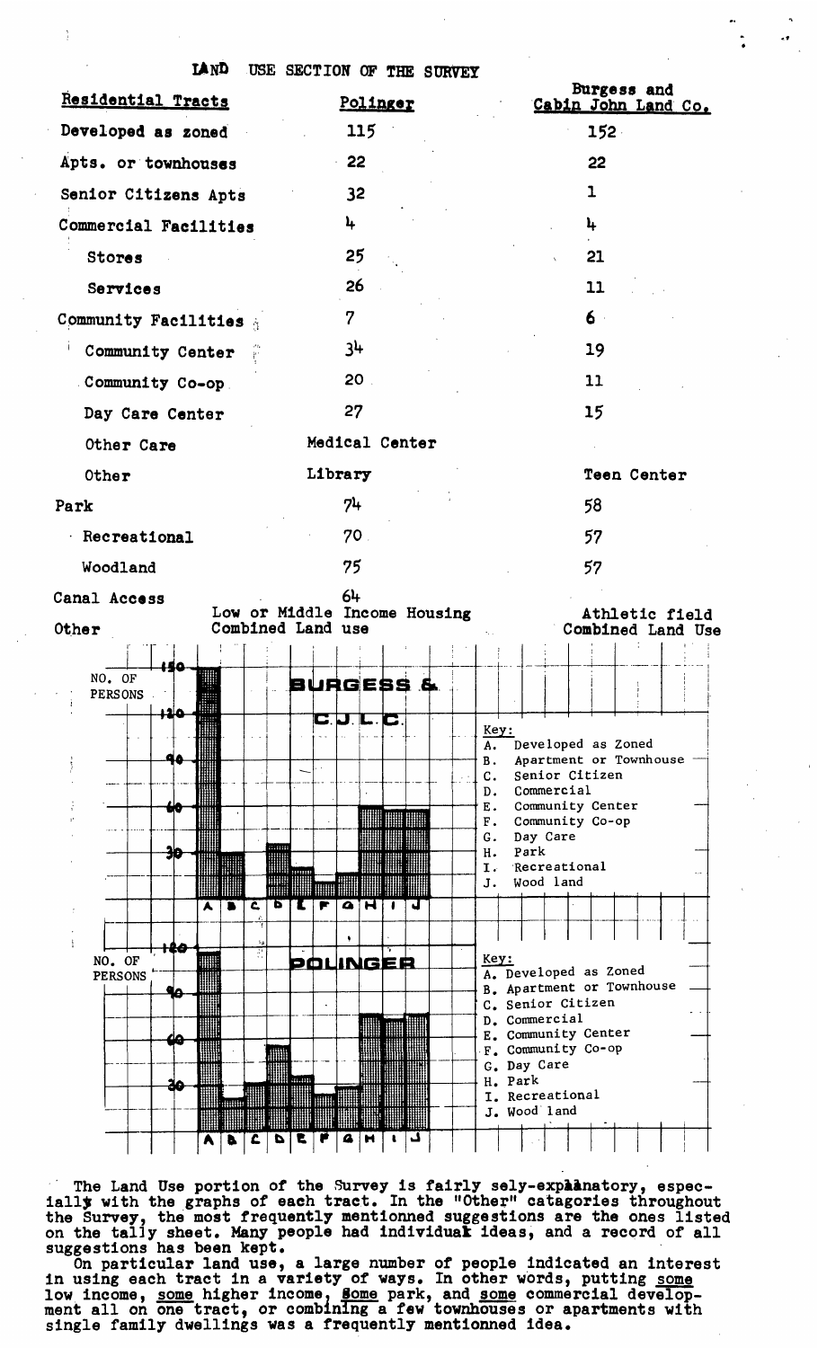# LAND USE SECTION OF THE SURVEY

| Residential Tracts | Polinger | Burgess and Cabin John Land Co. |
|---|---|---|
| Developed as zoned | 115 | 152 |
| Apts. or townhouses | 22 | 22 |
| Senior Citizens Apts | 32 | 1 |
| Commercial Facilities | 4 | 4 |
| Stores | 25 | 21 |
| Services | 26 | 11 |
| Community Facilities | 7 | 6 |
| Community Center | 34 | 19 |
| Community Co-op | 20 | 11 |
| Day Care Center | 27 | 15 |
| Other Care | Medical Center | |
| Other | Library | Teen Center |
| Park | 74 | 58 |
| Recreational | 70 | 57 |
| Woodland | 75 | 57 |
| Canal Access | 64 | |
| Other | Low or Middle Income Housing Combined Land use | Athletic field Combined Land Use |

**BURGESS & C.J.L.C.** (bar graph: NO. OF PERSONS, scale 30–150; bars A–J)

Key:
- A. Developed as Zoned
- B. Apartment or Townhouse
- C. Senior Citizen
- D. Commercial
- E. Community Center
- F. Community Co-op
- G. Day Care
- H. Park
- I. Recreational
- J. Wood land

**POLINGER** (bar graph: NO. OF PERSONS, scale 30–120; bars A–J)

Key:
- A. Developed as Zoned
- B. Apartment or Townhouse
- C. Senior Citizen
- D. Commercial
- E. Community Center
- F. Community Co-op
- G. Day Care
- H. Park
- I. Recreational
- J. Wood land

The Land Use portion of the Survey is fairly sely-explanatory, especially with the graphs of each tract. In the "Other" catagories throughout the Survey, the most frequently mentionned suggestions are the ones listed on the tally sheet. Many people had individuak ideas, and a record of all suggestions has been kept.

On particular land use, a large number of people indicated an interest in using each tract in a variety of ways. In other words, putting <u>some</u> low income, <u>some</u> higher income, <u>some</u> park, and <u>some</u> commercial development all on one tract, or combining a few townhouses or apartments with single family dwellings was a frequently mentionned idea.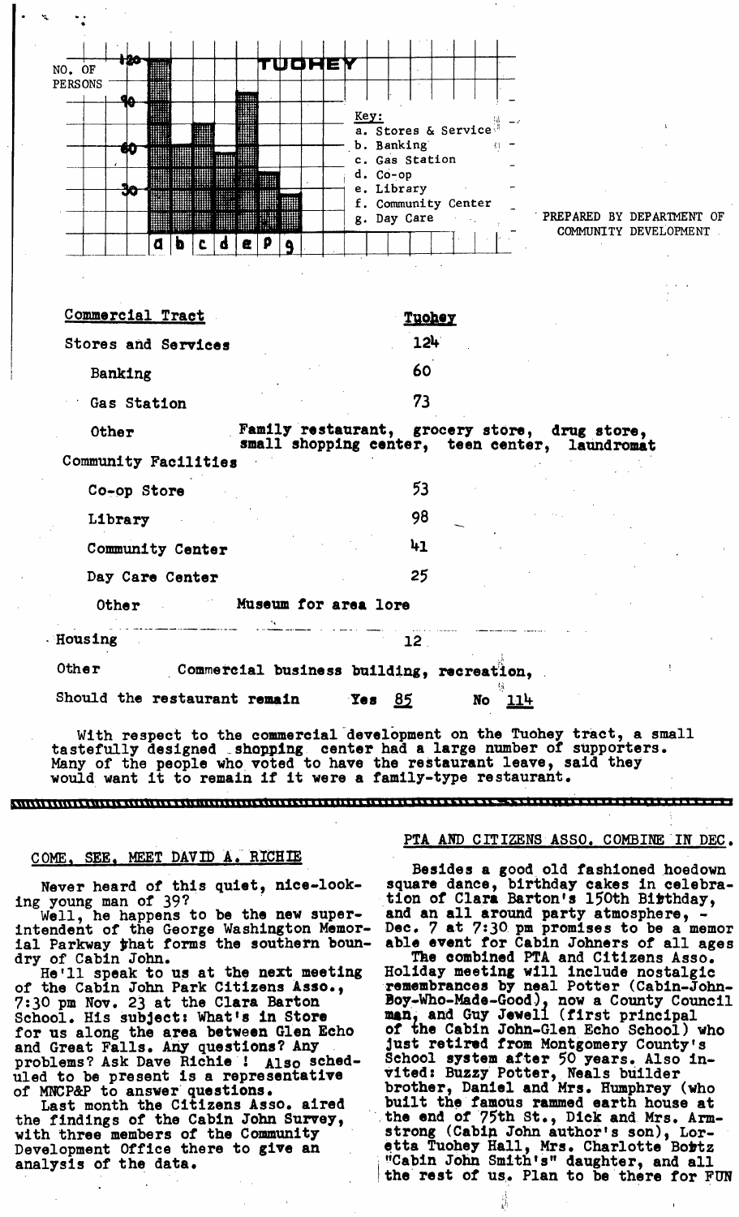NO. OF PERSONS

TUOHEY

Key:
a. Stores & Service
b. Banking
c. Gas Station
d. Co-op
e. Library
f. Community Center
g. Day Care

PREPARED BY DEPARTMENT OF COMMUNITY DEVELOPMENT

| Commercial Tract | | Tuohey |
|---|---|---|
| Stores and Services | | 124 |
| Banking | | 60 |
| Gas Station | | 73 |
| Other | Family restaurant, grocery store, drug store, small shopping center, teen center, laundromat | |
| Community Facilities | | |
| Co-op Store | | 53 |
| Library | | 98 |
| Community Center | | 41 |
| Day Care Center | | 25 |
| Other | Museum for area lore | |
| Housing | | 12 |
| Other | Commercial business building, recreation, | |

Should the restaurant remain Yes 85 No 114

With respect to the commercial development on the Tuohey tract, a small tastefully designed shopping center had a large number of supporters. Many of the people who voted to have the restaurant leave, said they would want it to remain if it were a family-type restaurant.

---

## COME, SEE, MEET DAVID A. RICHIE

Never heard of this quiet, nice-looking young man of 39?

Well, he happens to be the new superintendent of the George Washington Memorial Parkway that forms the southern boundary of Cabin John.

He'll speak to us at the next meeting of the Cabin John Park Citizens Asso., 7:30 pm Nov. 23 at the Clara Barton School. His subject: What's in Store for us along the area between Glen Echo and Great Falls. Any questions? Any problems? Ask Dave Richie ! Also scheduled to be present is a representative of MNCP&P to answer questions.

Last month the Citizens Asso. aired the findings of the Cabin John Survey, with three members of the Community Development Office there to give an analysis of the data.

## PTA AND CITIZENS ASSO. COMBINE IN DEC.

Besides a good old fashioned hoedown square dance, birthday cakes in celebration of Clara Barton's 150th Birthday, and an all around party atmosphere, - Dec. 7 at 7:30 pm promises to be a memorable event for Cabin Johners of all ages

The combined PTA and Citizens Asso. Holiday meeting will include nostalgic remembrances by neal Potter (Cabin-John-Boy-Who-Made-Good), now a County Council man, and Guy Jewell (first principal of the Cabin John-Glen Echo School) who just retired from Montgomery County's School system after 50 years. Also invited: Buzzy Potter, Neals builder brother, Daniel and Mrs. Humphrey (who built the famous rammed earth house at the end of 75th St., Dick and Mrs. Armstrong (Cabin John author's son), Loretta Tuohey Hall, Mrs. Charlotte Bobtz "Cabin John Smith's" daughter, and all the rest of us. Plan to be there for FUN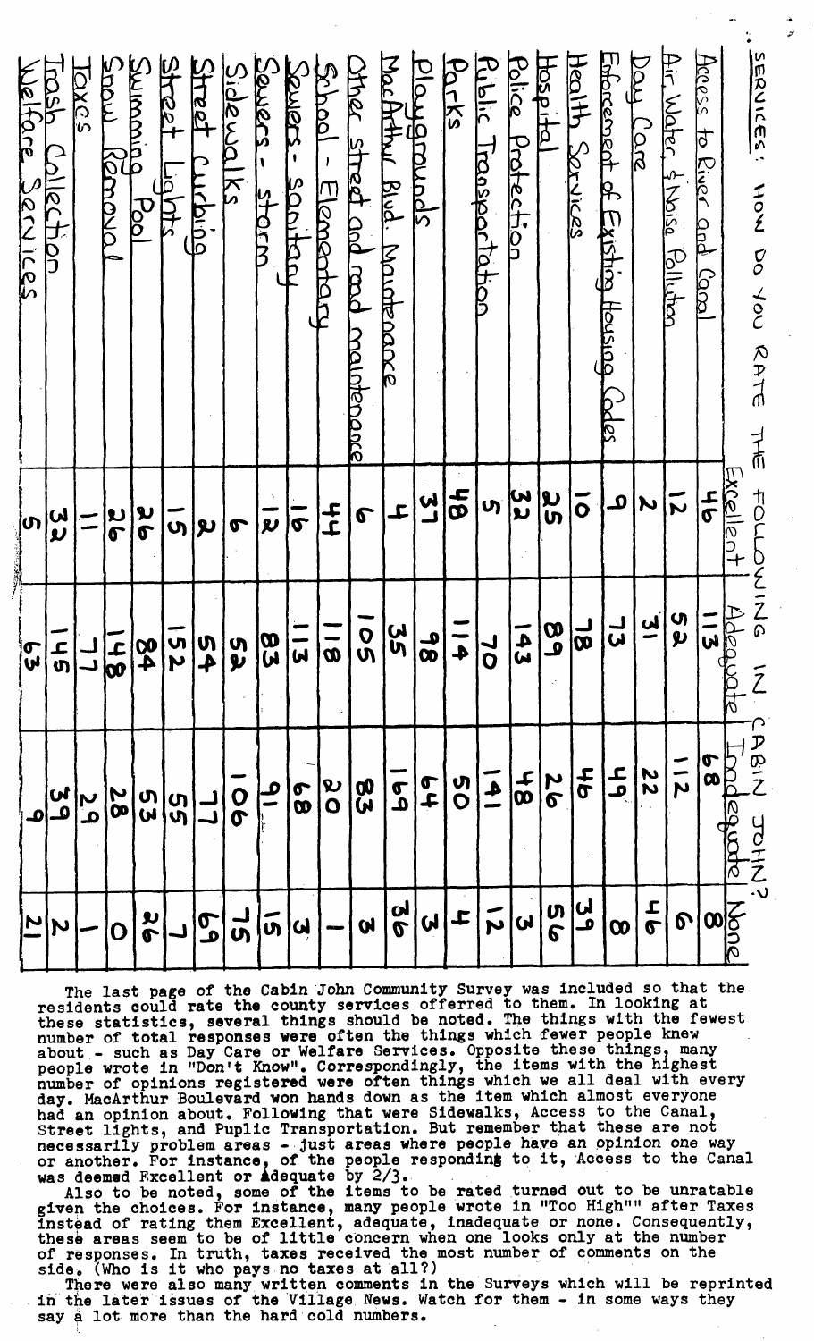## SERVICES: HOW DO YOU RATE THE FOLLOWING IN CABIN JOHN?

| | Excellent | Adequate | Inadequate | None |
|---|---|---|---|---|
| Access to River and Canal | 46 | 113 | 68 | 8 |
| Air, Water, & Noise Pollution | 12 | 52 | 112 | 6 |
| Day Care | 2 | 31 | 22 | 46 |
| Enforcement of Existing Housing Codes | 9 | 73 | 47 | 8 |
| Health Services | 10 | 78 | 46 | 39 |
| Hospital | 25 | 89 | 26 | 56 |
| Police Protection | 32 | 143 | 48 | 3 |
| Public Transportation | 5 | 70 | 141 | 12 |
| Parks | 48 | 114 | 50 | 4 |
| Playgrounds | 37 | 98 | 64 | 3 |
| MacArthur Blvd. Maintenance | 4 | 35 | 169 | 36 |
| Other street and road maintenance | 6 | 105 | 83 | 3 |
| School - Elementary | 44 | 118 | 20 | 1 |
| Sewers - sanitary | 16 | 113 | 68 | 3 |
| Sewers - storm | 12 | 83 | 91 | 15 |
| Sidewalks | 6 | 52 | 106 | 75 |
| Street Curbing | 2 | 54 | 77 | 69 |
| Street Lights | 15 | 152 | 55 | 7 |
| Swimming Pool | 26 | 84 | 53 | 26 |
| Snow Removal | 26 | 148 | 28 | 0 |
| Taxes | 11 | 77 | 29 | 1 |
| Trash Collection | 32 | 145 | 39 | 2 |
| Welfare Services | 5 | 63 | 9 | 21 |

The last page of the Cabin John Community Survey was included so that the residents could rate the county services offerred to them. In looking at these statistics, several things should be noted. The things with the fewest number of total responses were often the things which fewer people knew about - such as Day Care or Welfare Services. Opposite these things, many people wrote in "Don't Know". Correspondingly, the items with the highest number of opinions registered were often things which we all deal with every day. MacArthur Boulevard won hands down as the item which almost everyone had an opinion about. Following that were Sidewalks, Access to the Canal, Street lights, and Puplic Transportation. But remember that these are not necessarily problem areas - just areas where people have an opinion one way or another. For instance, of the people respondint to it, Access to the Canal was deemed Excellent or Adequate by 2/3.

Also to be noted, some of the items to be rated turned out to be unratable given the choices. For instance, many people wrote in "Too High"" after Taxes instead of rating them Excellent, adequate, inadequate or none. Consequently, these areas seem to be of little concern when one looks only at the number of responses. In truth, taxes received the most number of comments on the side. (Who is it who pays no taxes at all?)

There were also many written comments in the Surveys which will be reprinted in the later issues of the Village News. Watch for them - in some ways they say a lot more than the hard cold numbers.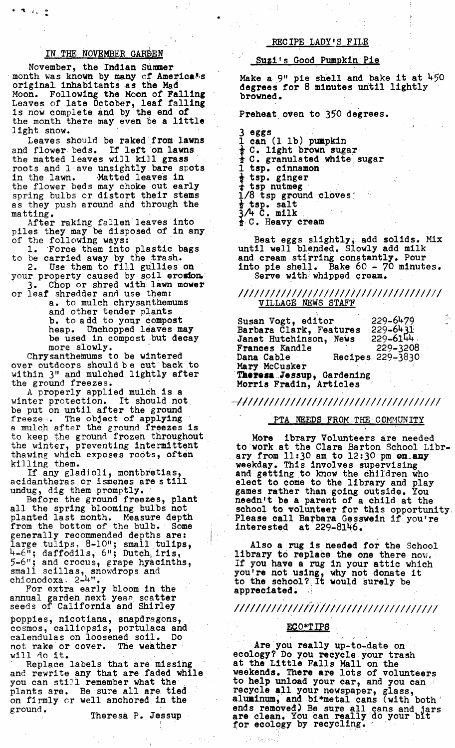## IN THE NOVEMBER GARDEN

November, the Indian Summer month was known by many of America's original inhabitants as the Mad Moon. Following the Moon of Falling Leaves of late October, leaf falling is now complete and by the end of the month there may even be a little light snow.

Leaves should be raked from lawns and flower beds. If left on lawns the matted leaves will kill grass roots and leave unsightly bare spots in the lawn. Matted leaves in the flower beds may choke out early spring bulbs or distort their stems as they push around and through the matting.

After raking fallen leaves into piles they may be disposed of in any of the following ways:

1. Force them into plastic bags to be carried away by the trash.
2. Use them to fill gullies on your property caused by soil erosion.
3. Chop or shred with lawn mower or leaf shredder and use them:
   - a. to mulch chrysanthemums and other tender plants
   - b. to add to your compost heap. Unchopped leaves may be used in compost but decay more slowly.

Chrysanthemums to be wintered over outdoors should be cut back to within 3" and mulched lightly after the ground freezes.

A properly applied mulch is a winter protection. It should not be put on until after the ground freezes. The object of applying a mulch after the ground freezes is to keep the ground frozen throughout the winter, preventing intermittent thawing which exposes roots, often killing them.

If any gladioli, montbretias, acidantheras or ismenes are still undug, dig them promptly.

Before the ground freezes, plant all the spring blooming bulbs not planted last month. Measure depth from the bottom of the bulb. Some generally recommended depths are: large tulips, 8-10"; small tulips, 4-6"; daffodils, 6"; Dutch iris, 5-6"; and crocus, grape hyacinths, small scillas, snowdrops and chionodoxa. 2-4".

For extra early bloom in the annual garden next year scatter seeds of California and Shirley poppies, nicotiana, snapdragons, cosmos, calliopsis, portulaca and calendulas on loosened soil. Do not rake or cover. The weather will do it.

Replace labels that are missing and rewrite any that are faded while you can still remember what the plants are. Be sure all are tied on firmly or well anchored in the ground.

Theresa P. Jessup

## RECIPE LADY'S FILE

### Suzi's Good Pumpkin Pie

Make a 9" pie shell and bake it at 450 degrees for 8 minutes until lightly browned.

Preheat oven to 350 degrees.

- 3 eggs
- 1 can (1 lb) pumpkin
- ½ C. light brown sugar
- ½ C. granulated white sugar
- 1 tsp. cinnamon
- ½ tsp. ginger
- ¼ tsp nutmeg
- 1/8 tsp ground cloves
- ½ tsp. salt
- 3/4 C. milk
- ½ C. Heavy cream

Beat eggs slightly, add solids. Mix until well blended. Slowly add milk and cream stirring constantly. Pour into pie shell. Bake 60 - 70 minutes. Serve with whipped cream.

////////////////////////////////////

## VILLAGE NEWS STAFF

Susan Vogt, editor 229-6479
Barbara Clark, Features 229-6431
Janet Hutchinson, News 229-6144
Frances Kandle 229-3208
Dana Cable Recipes 229-3830
Mary McCusker
**Theresa Jessup**, Gardening
Morris Fradin, Articles

////////////////////////////////////

## PTA NEEDS FROM THE COMMUNITY

**More** library Volunteers are needed to work at the Clara Barton School Library from 11:30 am to 12:30 pm **on any** weekday. This involves supervising and getting to know the children who elect to come to the library and play games rather than going outside. You needn't be a parent of a child at the school to volunteer for this opportunity. Please call Barbara Gesswein if you're interested at 229-8146.

Also a rug is needed for the School library to replace the one there now. If you have a rug in your attic which you're not using, why not donate it to the school? It would surely be appreciated.

////////////////////////////////////

## ECO*TIPS

Are you really up-to-date on ecology? Do you recycle your trash at the Little Falls Mall on the weekends. There are lots of volunteers to help unload your car, and you can recycle all your newspaper, glass, aluminum, and bi*metal cans (with both ends removed) Be sure all cans and jars are clean. You can really do your bit for ecology by recycling.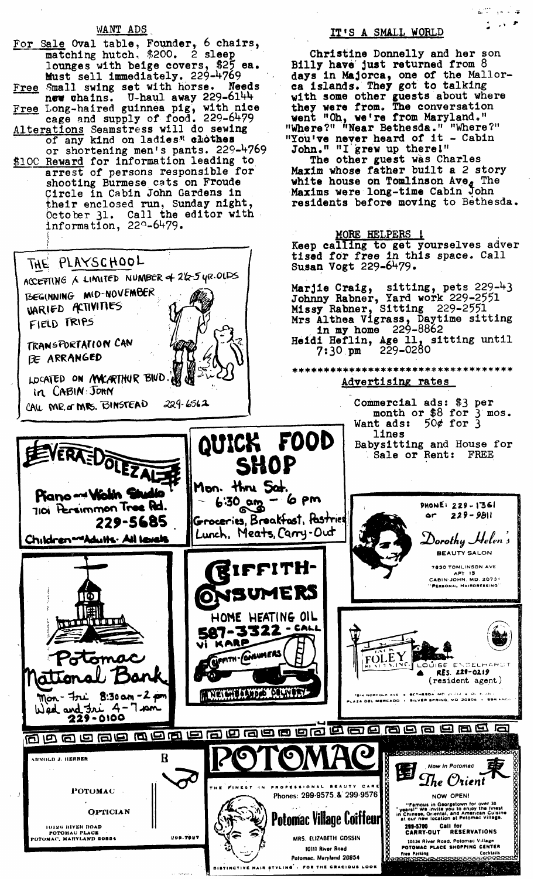## WANT ADS

**For Sale** Oval table, Founder, 6 chairs, matching hutch. $200. 2 sleep lounges with beige covers, $25 ea. Must sell immediately. 229-4769

**Free** Small swing set with horse. Needs new chains. U-haul away 229-6144

**Free** Long-haired guinnea pig, with nice cage and supply of food. 229-6479

**Alterations** Seamstress will do sewing of any kind on ladies' clothes or shortening men's pants. 229-4769

**$100 Reward** for information leading to arrest of persons responsible for shooting Burmese cats on Froude Circle in Cabin John Gardens in their enclosed run, Sunday night, October 31. Call the editor with information, 229-6479.

THE PLAYSCHOOL

ACCEPTING A LIMITED NUMBER of 2½-5 YR. OLDS

BEGINNING MID-NOVEMBER

VARIED ACTIVITIES

FIELD TRIPS

TRANSPORTATION CAN BE ARRANGED

LOCATED ON MACARTHUR BLVD. in CABIN JOHN

CALL MR. or MRS. BINSTEAD 229-6562

## IT'S A SMALL WORLD

Christine Donnelly and her son Billy have just returned from 8 days in Majorca, one of the Mallorca islands. They got to talking with some other guests about where they were from. The conversation went "Oh, we're from Maryland." "Where?" "Near Bethesda." "Where?" "You've never heard of it - Cabin John." "I grew up there!"

The other guest was Charles Maxim whose father built a 2 story white house on Tomlinson Ave. The Maxims were long-time Cabin John residents before moving to Bethesda.

## MORE HELPERS !

Keep calling to get yourselves advertised for free in this space. Call Susan Vogt 229-6479.

Marjie Craig, sitting, pets 229-43
Johnny Rabner, Yard work 229-2551
Missy Rabner, Sitting 229-2551
Mrs Althea Vigrass, Daytime sitting in my home 229-8862
Heidi Heflin, Age 11, sitting until 7:30 pm 229-0280

**********************************

## Advertising rates

Commercial ads: $3 per month or $8 for 3 mos.
Want ads: 50¢ for 3 lines
Babysitting and House for Sale or Rent: FREE

VERA DOLEZAL
Piano and Violin Studio
7101 Persimmon Tree Rd.
229-5685
Children and Adults · All levels

QUICK FOOD SHOP
Mon. thru Sat.
6:30 am - 6 pm
Groceries, Breakfast, Pastries
Lunch, Meats, Carry-Out

PHONE: 229-1361 or 229-9811
Dorothy Helen's
BEAUTY SALON
7830 TOMLINSON AVE
APT 15
CABIN JOHN, MD. 20731
"PERSONAL HAIRDRESSING"

Potomac National Bank
Mon - Fri 8:30 am - 2 pm
Wed and Fri 4-7 pm
229-0100

GRIFFITH-CONSUMERS
HOME HEATING OIL
587-3322 - CALL
VI KARP
NEIGHBORHOOD DELIVERY

JACK FOLEY REALTY, INC.
LOUISE ENGELHARDT
RES. 229-0219
(resident agent)
7814 NORFOLK AVE · BETHESDA MD · PLAZA DEL MERCADO · SILVER SPRING, MD 20906

ARNOLD J. HERBER
POTOMAC OPTICIAN
10126 RIVER ROAD
POTOMAC PLACE
POTOMAC, MARYLAND 20854
299-7927

POTOMAC
THE FINEST IN PROFESSIONAL BEAUTY CARE
Phones: 299-9575 & 299-9576
Potomac Village Coiffeur
MRS. ELIZABETH GOSSIN
10111 River Road
Potomac, Maryland 20854
DISTINCTIVE HAIR STYLING · FOR THE GRACIOUS LOOK

Now in Potomac
The Orient
NOW OPEN!
"Famous in Georgetown for over 30 years!" We invite you to enjoy the finest in Chinese, Oriental, and American Cuisine at our new location at Potomac Village.
299-5700 Call for CARRY-OUT RESERVATIONS
10134 River Road, Potomac Village
POTOMAC PLACE SHOPPING CENTER
Free Parking Cocktails